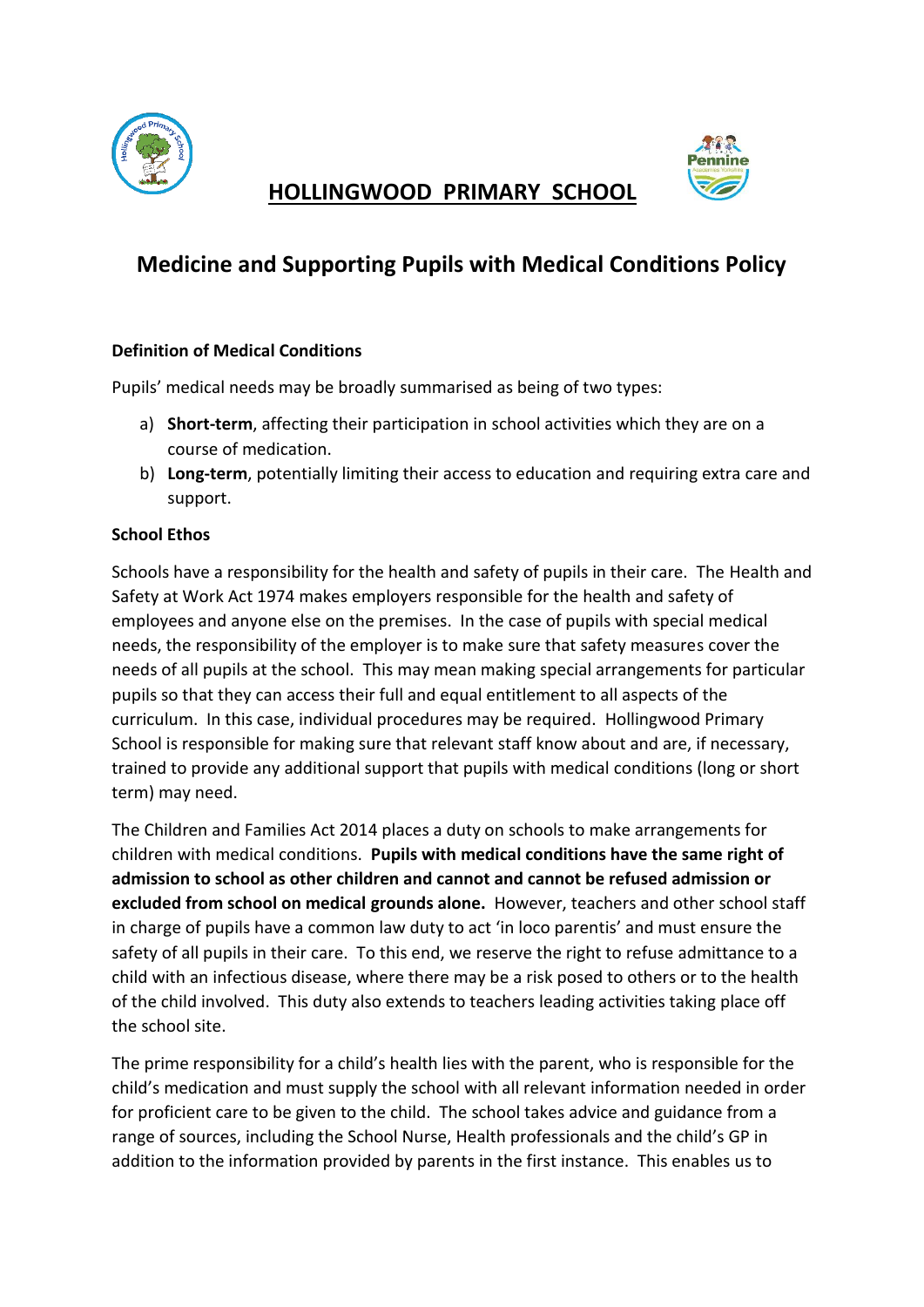# HOLLINGWOOD PRIMARY SCHOOL

## Medicine and Supporting Pupils with Medical Conditions Policy

### Definition of Medical Conditions

Pupils' medical needs may be broadly summarised as being of two types:

a) **Short-term**, affecting their participation in school activities which they are on a course of medication.
b) **Long-term**, potentially limiting their access to education and requiring extra care and support.

### School Ethos

Schools have a responsibility for the health and safety of pupils in their care. The Health and Safety at Work Act 1974 makes employers responsible for the health and safety of employees and anyone else on the premises. In the case of pupils with special medical needs, the responsibility of the employer is to make sure that safety measures cover the needs of all pupils at the school. This may mean making special arrangements for particular pupils so that they can access their full and equal entitlement to all aspects of the curriculum. In this case, individual procedures may be required. Hollingwood Primary School is responsible for making sure that relevant staff know about and are, if necessary, trained to provide any additional support that pupils with medical conditions (long or short term) may need.

The Children and Families Act 2014 places a duty on schools to make arrangements for children with medical conditions. **Pupils with medical conditions have the same right of admission to school as other children and cannot and cannot be refused admission or excluded from school on medical grounds alone.** However, teachers and other school staff in charge of pupils have a common law duty to act 'in loco parentis' and must ensure the safety of all pupils in their care. To this end, we reserve the right to refuse admittance to a child with an infectious disease, where there may be a risk posed to others or to the health of the child involved. This duty also extends to teachers leading activities taking place off the school site.

The prime responsibility for a child's health lies with the parent, who is responsible for the child's medication and must supply the school with all relevant information needed in order for proficient care to be given to the child. The school takes advice and guidance from a range of sources, including the School Nurse, Health professionals and the child's GP in addition to the information provided by parents in the first instance. This enables us to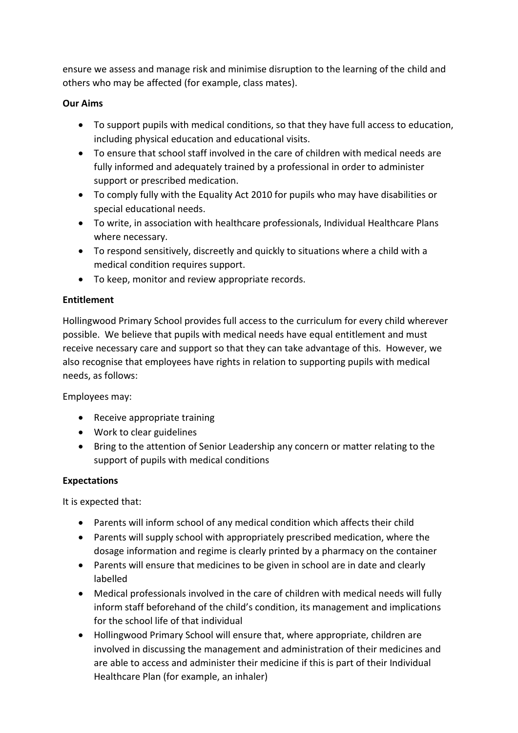ensure we assess and manage risk and minimise disruption to the learning of the child and others who may be affected (for example, class mates).

**Our Aims**

- To support pupils with medical conditions, so that they have full access to education, including physical education and educational visits.
- To ensure that school staff involved in the care of children with medical needs are fully informed and adequately trained by a professional in order to administer support or prescribed medication.
- To comply fully with the Equality Act 2010 for pupils who may have disabilities or special educational needs.
- To write, in association with healthcare professionals, Individual Healthcare Plans where necessary.
- To respond sensitively, discreetly and quickly to situations where a child with a medical condition requires support.
- To keep, monitor and review appropriate records.

**Entitlement**

Hollingwood Primary School provides full access to the curriculum for every child wherever possible. We believe that pupils with medical needs have equal entitlement and must receive necessary care and support so that they can take advantage of this. However, we also recognise that employees have rights in relation to supporting pupils with medical needs, as follows:

Employees may:

- Receive appropriate training
- Work to clear guidelines
- Bring to the attention of Senior Leadership any concern or matter relating to the support of pupils with medical conditions

**Expectations**

It is expected that:

- Parents will inform school of any medical condition which affects their child
- Parents will supply school with appropriately prescribed medication, where the dosage information and regime is clearly printed by a pharmacy on the container
- Parents will ensure that medicines to be given in school are in date and clearly labelled
- Medical professionals involved in the care of children with medical needs will fully inform staff beforehand of the child's condition, its management and implications for the school life of that individual
- Hollingwood Primary School will ensure that, where appropriate, children are involved in discussing the management and administration of their medicines and are able to access and administer their medicine if this is part of their Individual Healthcare Plan (for example, an inhaler)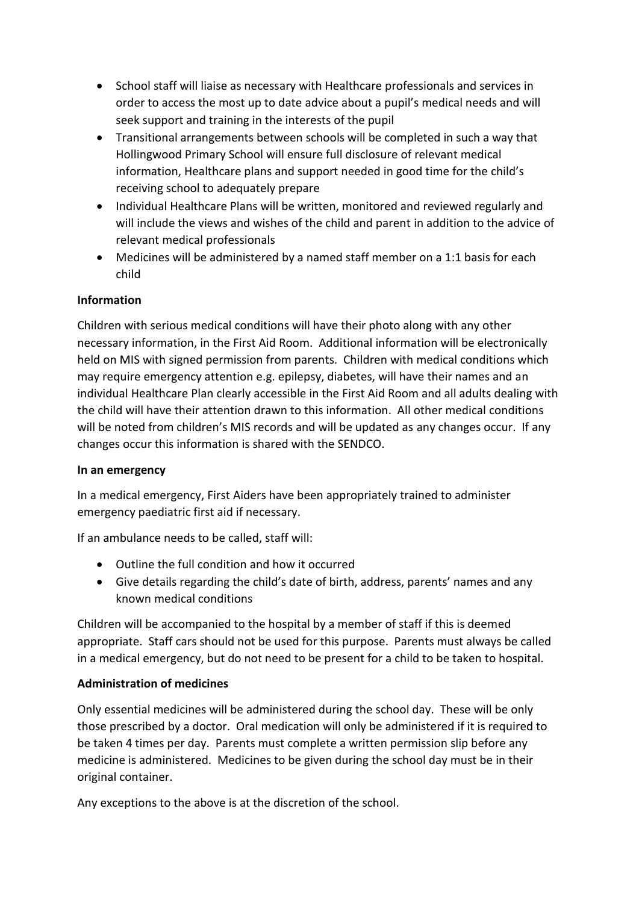- School staff will liaise as necessary with Healthcare professionals and services in order to access the most up to date advice about a pupil's medical needs and will seek support and training in the interests of the pupil
- Transitional arrangements between schools will be completed in such a way that Hollingwood Primary School will ensure full disclosure of relevant medical information, Healthcare plans and support needed in good time for the child's receiving school to adequately prepare
- Individual Healthcare Plans will be written, monitored and reviewed regularly and will include the views and wishes of the child and parent in addition to the advice of relevant medical professionals
- Medicines will be administered by a named staff member on a 1:1 basis for each child

**Information**

Children with serious medical conditions will have their photo along with any other necessary information, in the First Aid Room. Additional information will be electronically held on MIS with signed permission from parents. Children with medical conditions which may require emergency attention e.g. epilepsy, diabetes, will have their names and an individual Healthcare Plan clearly accessible in the First Aid Room and all adults dealing with the child will have their attention drawn to this information. All other medical conditions will be noted from children's MIS records and will be updated as any changes occur. If any changes occur this information is shared with the SENDCO.

**In an emergency**

In a medical emergency, First Aiders have been appropriately trained to administer emergency paediatric first aid if necessary.

If an ambulance needs to be called, staff will:

- Outline the full condition and how it occurred
- Give details regarding the child's date of birth, address, parents' names and any known medical conditions

Children will be accompanied to the hospital by a member of staff if this is deemed appropriate. Staff cars should not be used for this purpose. Parents must always be called in a medical emergency, but do not need to be present for a child to be taken to hospital.

**Administration of medicines**

Only essential medicines will be administered during the school day. These will be only those prescribed by a doctor. Oral medication will only be administered if it is required to be taken 4 times per day. Parents must complete a written permission slip before any medicine is administered. Medicines to be given during the school day must be in their original container.

Any exceptions to the above is at the discretion of the school.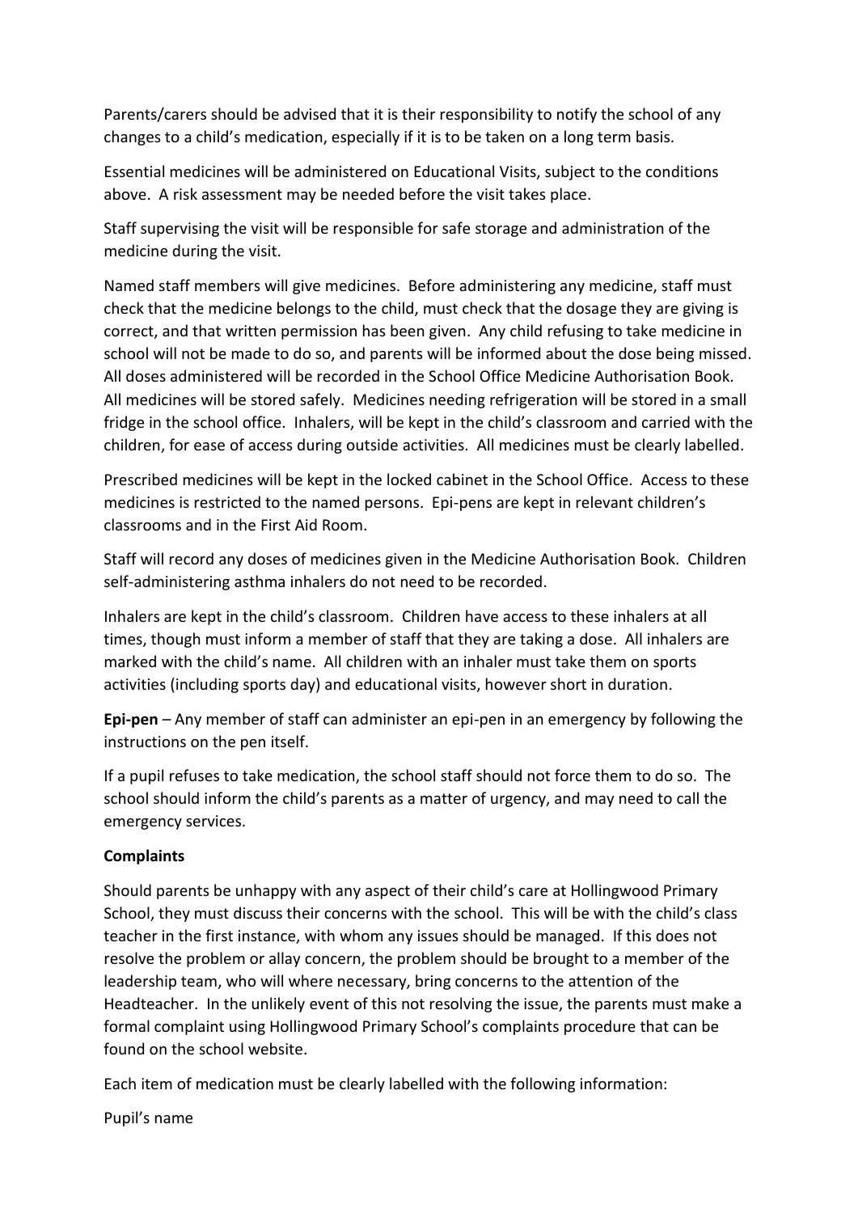Parents/carers should be advised that it is their responsibility to notify the school of any changes to a child's medication, especially if it is to be taken on a long term basis.

Essential medicines will be administered on Educational Visits, subject to the conditions above. A risk assessment may be needed before the visit takes place.

Staff supervising the visit will be responsible for safe storage and administration of the medicine during the visit.

Named staff members will give medicines. Before administering any medicine, staff must check that the medicine belongs to the child, must check that the dosage they are giving is correct, and that written permission has been given. Any child refusing to take medicine in school will not be made to do so, and parents will be informed about the dose being missed. All doses administered will be recorded in the School Office Medicine Authorisation Book. All medicines will be stored safely. Medicines needing refrigeration will be stored in a small fridge in the school office. Inhalers, will be kept in the child's classroom and carried with the children, for ease of access during outside activities. All medicines must be clearly labelled.

Prescribed medicines will be kept in the locked cabinet in the School Office. Access to these medicines is restricted to the named persons. Epi-pens are kept in relevant children's classrooms and in the First Aid Room.

Staff will record any doses of medicines given in the Medicine Authorisation Book. Children self-administering asthma inhalers do not need to be recorded.

Inhalers are kept in the child's classroom. Children have access to these inhalers at all times, though must inform a member of staff that they are taking a dose. All inhalers are marked with the child's name. All children with an inhaler must take them on sports activities (including sports day) and educational visits, however short in duration.

**Epi-pen** – Any member of staff can administer an epi-pen in an emergency by following the instructions on the pen itself.

If a pupil refuses to take medication, the school staff should not force them to do so. The school should inform the child's parents as a matter of urgency, and may need to call the emergency services.

**Complaints**

Should parents be unhappy with any aspect of their child's care at Hollingwood Primary School, they must discuss their concerns with the school. This will be with the child's class teacher in the first instance, with whom any issues should be managed. If this does not resolve the problem or allay concern, the problem should be brought to a member of the leadership team, who will where necessary, bring concerns to the attention of the Headteacher. In the unlikely event of this not resolving the issue, the parents must make a formal complaint using Hollingwood Primary School's complaints procedure that can be found on the school website.

Each item of medication must be clearly labelled with the following information:

Pupil's name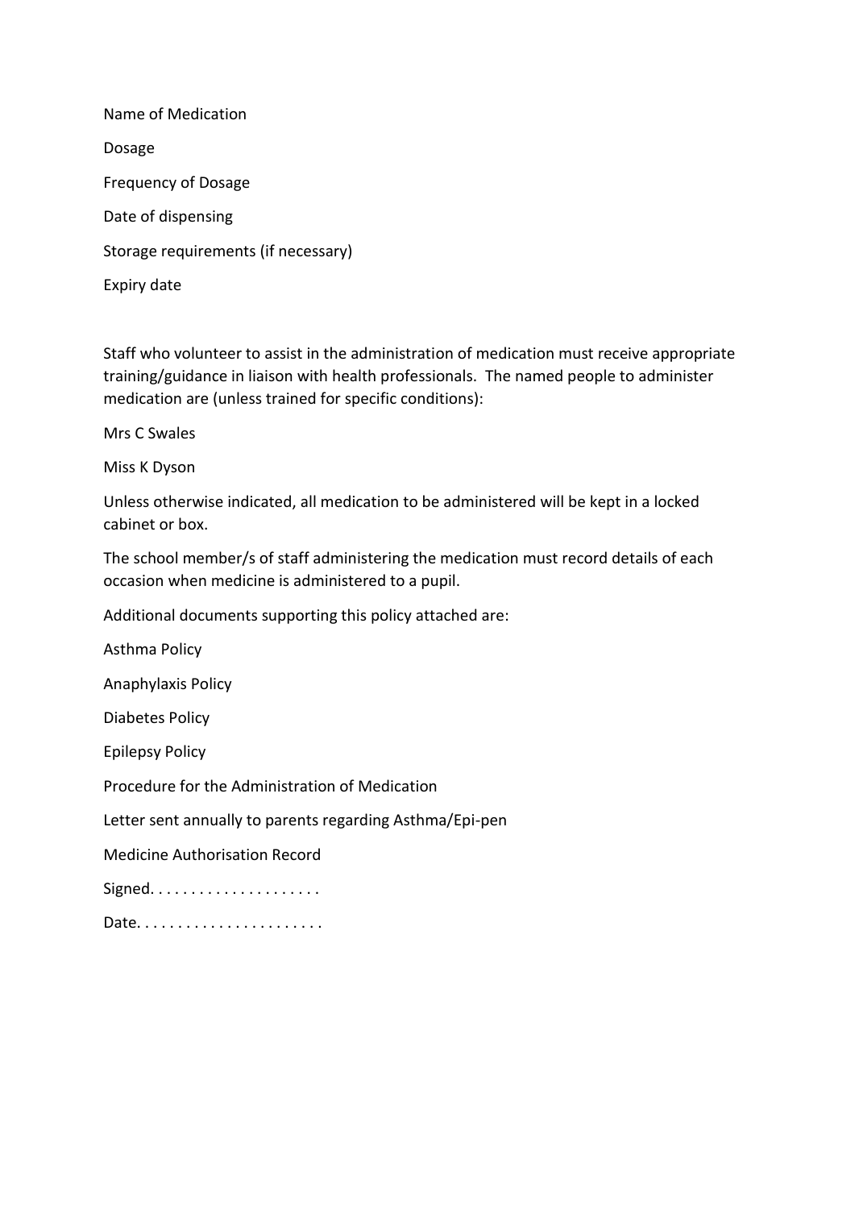Name of Medication

Dosage

Frequency of Dosage

Date of dispensing

Storage requirements (if necessary)

Expiry date

Staff who volunteer to assist in the administration of medication must receive appropriate training/guidance in liaison with health professionals. The named people to administer medication are (unless trained for specific conditions):

Mrs C Swales

Miss K Dyson

Unless otherwise indicated, all medication to be administered will be kept in a locked cabinet or box.

The school member/s of staff administering the medication must record details of each occasion when medicine is administered to a pupil.

Additional documents supporting this policy attached are:

Asthma Policy

Anaphylaxis Policy

Diabetes Policy

Epilepsy Policy

Procedure for the Administration of Medication

Letter sent annually to parents regarding Asthma/Epi-pen

Medicine Authorisation Record

Signed. . . . . . . . . . . . . . . . . . . . .

Date. . . . . . . . . . . . . . . . . . . . . . .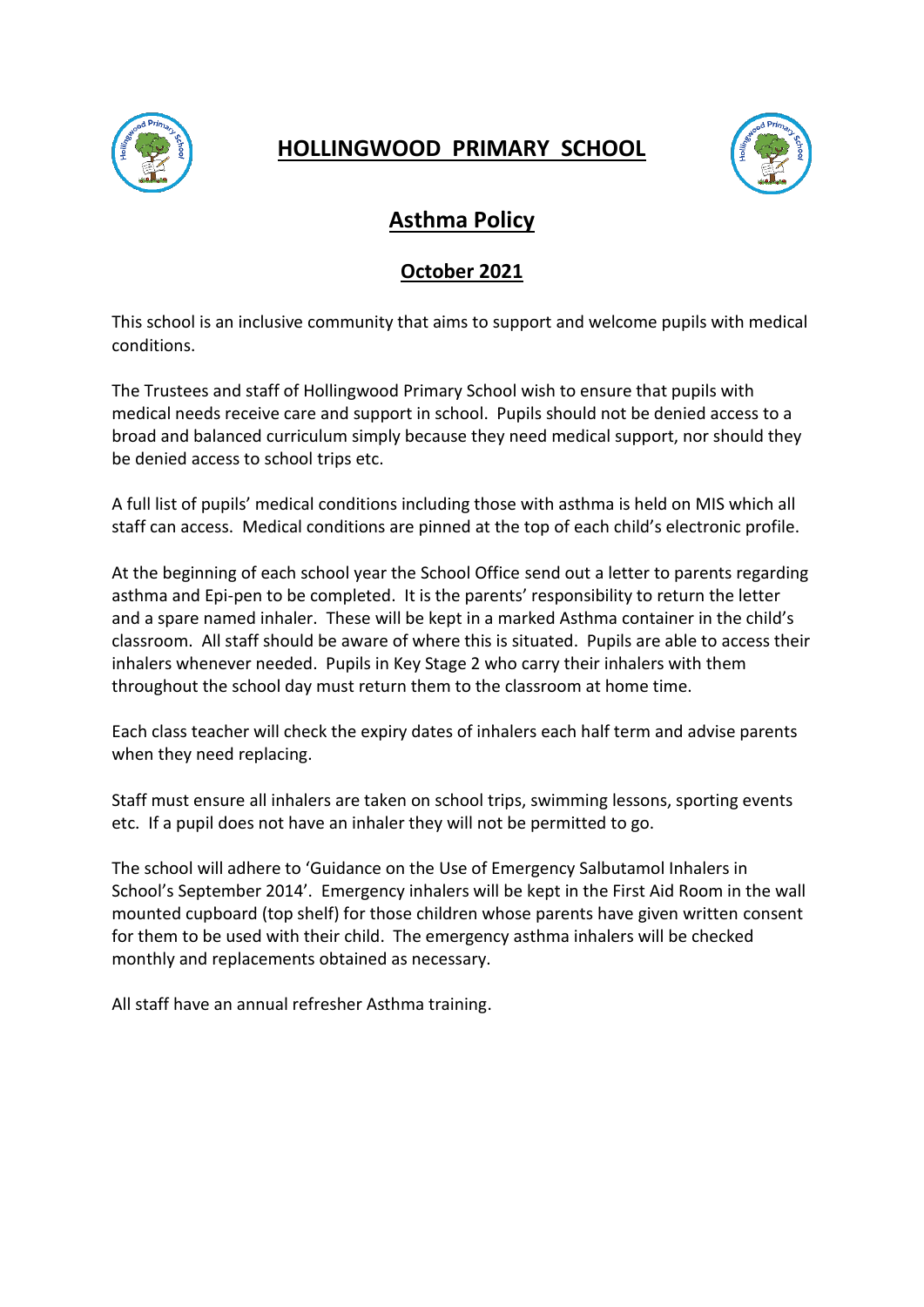# HOLLINGWOOD PRIMARY SCHOOL

## Asthma Policy

### October 2021

This school is an inclusive community that aims to support and welcome pupils with medical conditions.

The Trustees and staff of Hollingwood Primary School wish to ensure that pupils with medical needs receive care and support in school. Pupils should not be denied access to a broad and balanced curriculum simply because they need medical support, nor should they be denied access to school trips etc.

A full list of pupils' medical conditions including those with asthma is held on MIS which all staff can access. Medical conditions are pinned at the top of each child's electronic profile.

At the beginning of each school year the School Office send out a letter to parents regarding asthma and Epi-pen to be completed. It is the parents' responsibility to return the letter and a spare named inhaler. These will be kept in a marked Asthma container in the child's classroom. All staff should be aware of where this is situated. Pupils are able to access their inhalers whenever needed. Pupils in Key Stage 2 who carry their inhalers with them throughout the school day must return them to the classroom at home time.

Each class teacher will check the expiry dates of inhalers each half term and advise parents when they need replacing.

Staff must ensure all inhalers are taken on school trips, swimming lessons, sporting events etc. If a pupil does not have an inhaler they will not be permitted to go.

The school will adhere to 'Guidance on the Use of Emergency Salbutamol Inhalers in School's September 2014'. Emergency inhalers will be kept in the First Aid Room in the wall mounted cupboard (top shelf) for those children whose parents have given written consent for them to be used with their child. The emergency asthma inhalers will be checked monthly and replacements obtained as necessary.

All staff have an annual refresher Asthma training.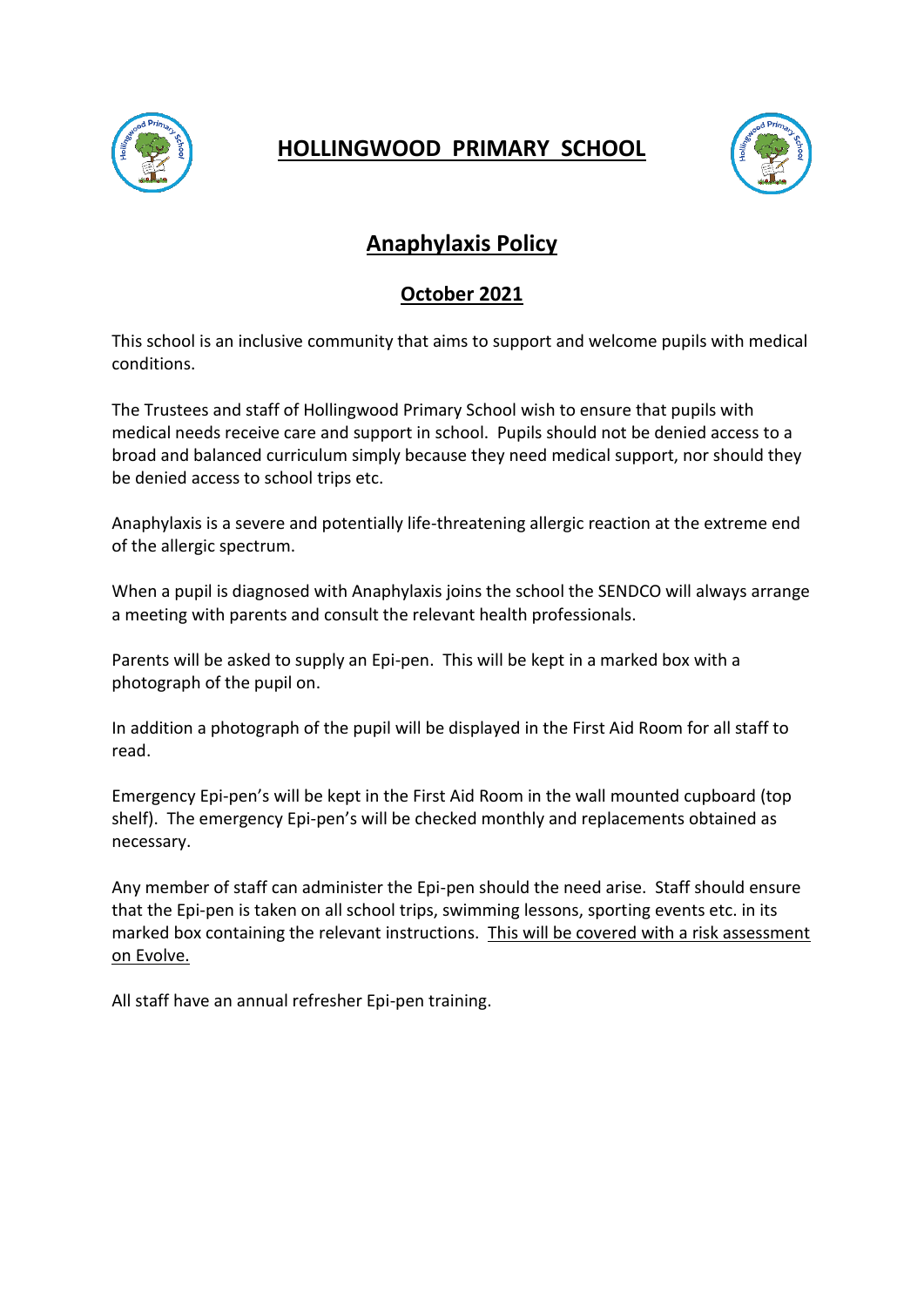# HOLLINGWOOD PRIMARY SCHOOL

## Anaphylaxis Policy

### October 2021

This school is an inclusive community that aims to support and welcome pupils with medical conditions.

The Trustees and staff of Hollingwood Primary School wish to ensure that pupils with medical needs receive care and support in school. Pupils should not be denied access to a broad and balanced curriculum simply because they need medical support, nor should they be denied access to school trips etc.

Anaphylaxis is a severe and potentially life-threatening allergic reaction at the extreme end of the allergic spectrum.

When a pupil is diagnosed with Anaphylaxis joins the school the SENDCO will always arrange a meeting with parents and consult the relevant health professionals.

Parents will be asked to supply an Epi-pen. This will be kept in a marked box with a photograph of the pupil on.

In addition a photograph of the pupil will be displayed in the First Aid Room for all staff to read.

Emergency Epi-pen's will be kept in the First Aid Room in the wall mounted cupboard (top shelf). The emergency Epi-pen's will be checked monthly and replacements obtained as necessary.

Any member of staff can administer the Epi-pen should the need arise. Staff should ensure that the Epi-pen is taken on all school trips, swimming lessons, sporting events etc. in its marked box containing the relevant instructions. <u>This will be covered with a risk assessment on Evolve.</u>

All staff have an annual refresher Epi-pen training.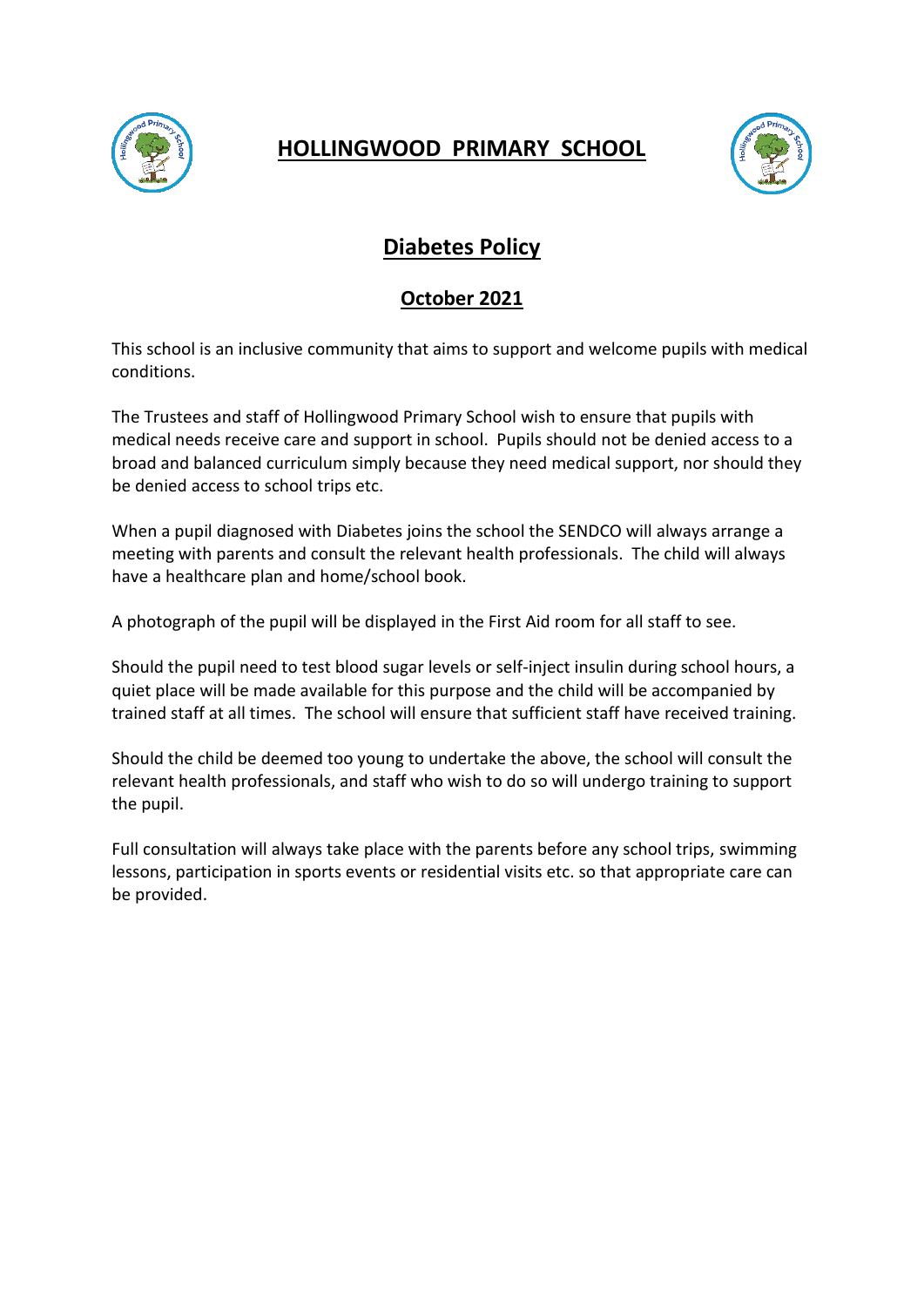# HOLLINGWOOD PRIMARY SCHOOL

## Diabetes Policy

### October 2021

This school is an inclusive community that aims to support and welcome pupils with medical conditions.

The Trustees and staff of Hollingwood Primary School wish to ensure that pupils with medical needs receive care and support in school. Pupils should not be denied access to a broad and balanced curriculum simply because they need medical support, nor should they be denied access to school trips etc.

When a pupil diagnosed with Diabetes joins the school the SENDCO will always arrange a meeting with parents and consult the relevant health professionals. The child will always have a healthcare plan and home/school book.

A photograph of the pupil will be displayed in the First Aid room for all staff to see.

Should the pupil need to test blood sugar levels or self-inject insulin during school hours, a quiet place will be made available for this purpose and the child will be accompanied by trained staff at all times. The school will ensure that sufficient staff have received training.

Should the child be deemed too young to undertake the above, the school will consult the relevant health professionals, and staff who wish to do so will undergo training to support the pupil.

Full consultation will always take place with the parents before any school trips, swimming lessons, participation in sports events or residential visits etc. so that appropriate care can be provided.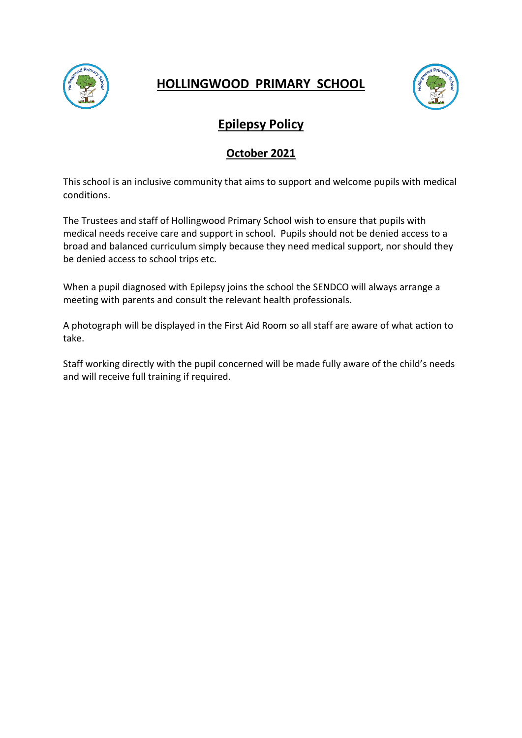# HOLLINGWOOD PRIMARY SCHOOL

## Epilepsy Policy

### October 2021

This school is an inclusive community that aims to support and welcome pupils with medical conditions.

The Trustees and staff of Hollingwood Primary School wish to ensure that pupils with medical needs receive care and support in school. Pupils should not be denied access to a broad and balanced curriculum simply because they need medical support, nor should they be denied access to school trips etc.

When a pupil diagnosed with Epilepsy joins the school the SENDCO will always arrange a meeting with parents and consult the relevant health professionals.

A photograph will be displayed in the First Aid Room so all staff are aware of what action to take.

Staff working directly with the pupil concerned will be made fully aware of the child's needs and will receive full training if required.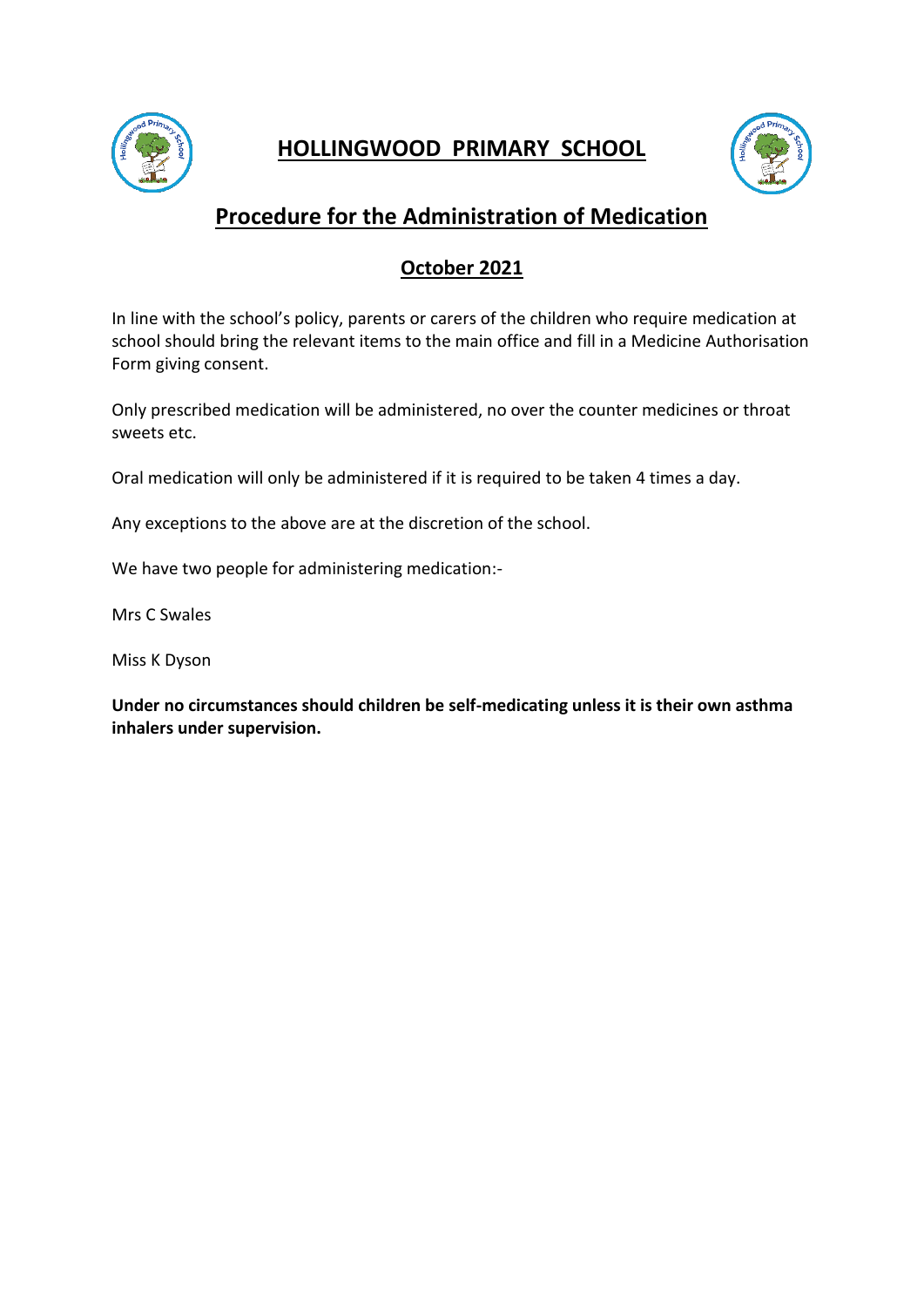# HOLLINGWOOD PRIMARY SCHOOL

## Procedure for the Administration of Medication

### October 2021

In line with the school's policy, parents or carers of the children who require medication at school should bring the relevant items to the main office and fill in a Medicine Authorisation Form giving consent.

Only prescribed medication will be administered, no over the counter medicines or throat sweets etc.

Oral medication will only be administered if it is required to be taken 4 times a day.

Any exceptions to the above are at the discretion of the school.

We have two people for administering medication:-

Mrs C Swales

Miss K Dyson

**Under no circumstances should children be self-medicating unless it is their own asthma inhalers under supervision.**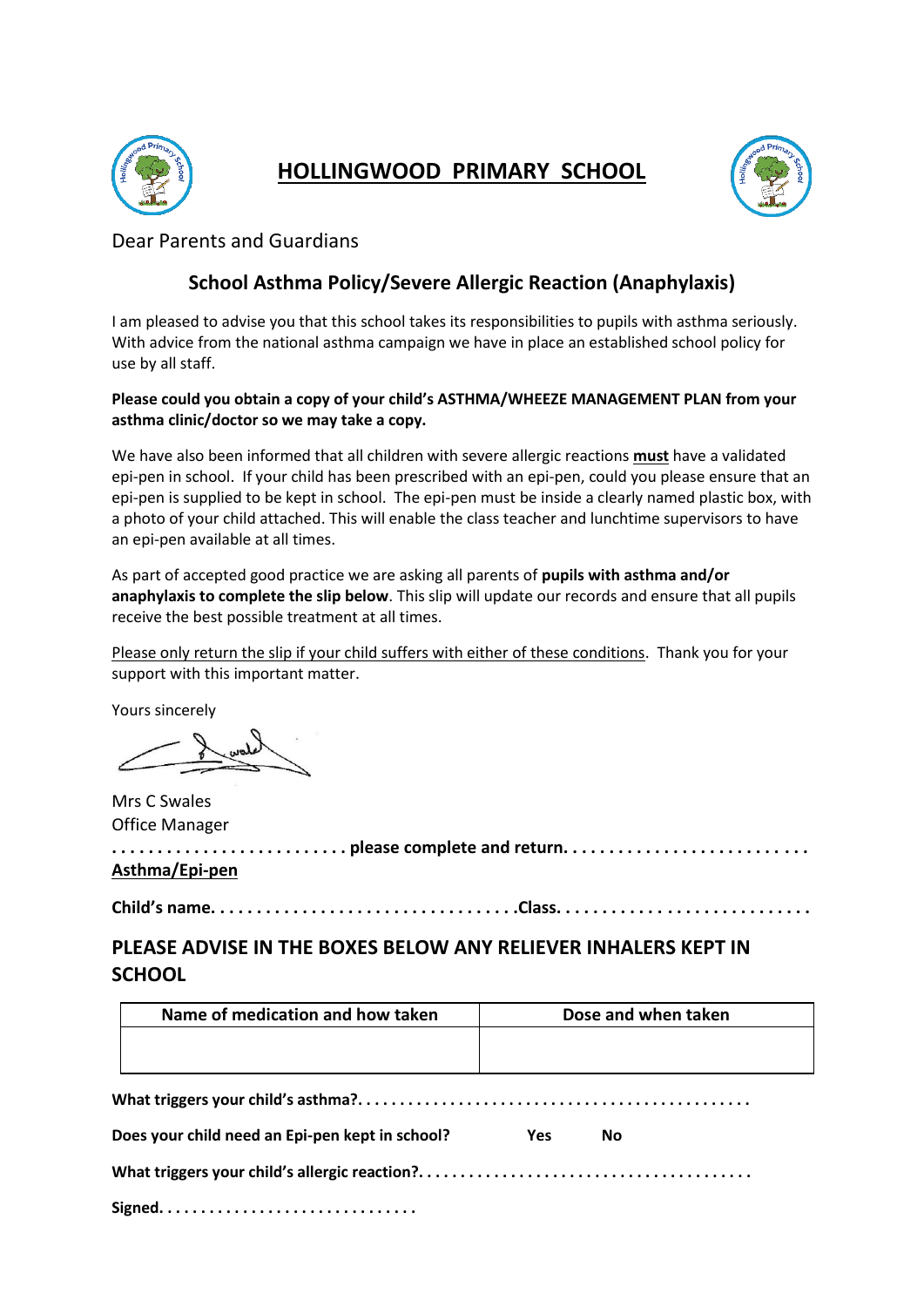# HOLLINGWOOD PRIMARY SCHOOL

Dear Parents and Guardians

## School Asthma Policy/Severe Allergic Reaction (Anaphylaxis)

I am pleased to advise you that this school takes its responsibilities to pupils with asthma seriously. With advice from the national asthma campaign we have in place an established school policy for use by all staff.

**Please could you obtain a copy of your child's ASTHMA/WHEEZE MANAGEMENT PLAN from your asthma clinic/doctor so we may take a copy.**

We have also been informed that all children with severe allergic reactions **must** have a validated epi-pen in school. If your child has been prescribed with an epi-pen, could you please ensure that an epi-pen is supplied to be kept in school. The epi-pen must be inside a clearly named plastic box, with a photo of your child attached. This will enable the class teacher and lunchtime supervisors to have an epi-pen available at all times.

As part of accepted good practice we are asking all parents of **pupils with asthma and/or anaphylaxis to complete the slip below**. This slip will update our records and ensure that all pupils receive the best possible treatment at all times.

Please only return the slip if your child suffers with either of these conditions. Thank you for your support with this important matter.

Yours sincerely

Mrs C Swales
Office Manager

**. . . . . . . . . . . . . . . . . . . . . . . . . please complete and return. . . . . . . . . . . . . . . . . . . . . . . . . .**

**Asthma/Epi-pen**

**Child's name. . . . . . . . . . . . . . . . . . . . . . . . . . . . . . . . .Class. . . . . . . . . . . . . . . . . . . . . . . . . . . .**

## PLEASE ADVISE IN THE BOXES BELOW ANY RELIEVER INHALERS KEPT IN SCHOOL

| Name of medication and how taken | Dose and when taken |
|---|---|
| | |

**What triggers your child's asthma?. . . . . . . . . . . . . . . . . . . . . . . . . . . . . . . . . . . . . . . . . . . . .**

**Does your child need an Epi-pen kept in school? Yes No**

**What triggers your child's allergic reaction?. . . . . . . . . . . . . . . . . . . . . . . . . . . . . . . . . . . . . . .**

**Signed. . . . . . . . . . . . . . . . . . . . . . . . . . . . . .**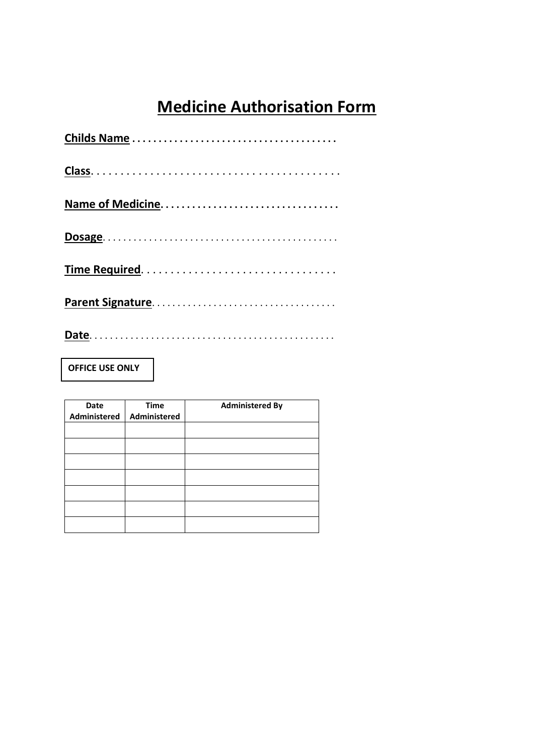# Medicine Authorisation Form

**Childs Name** . . . . . . . . . . . . . . . . . . . . . . . . . . . . . . . . . . . . . .

**Class**. . . . . . . . . . . . . . . . . . . . . . . . . . . . . . . . . . . . . . . . . .

**Name of Medicine**. . . . . . . . . . . . . . . . . . . . . . . . . . . . . . . . .

**Dosage**. . . . . . . . . . . . . . . . . . . . . . . . . . . . . . . . . . . . . . . . . . . .

**Time Required**. . . . . . . . . . . . . . . . . . . . . . . . . . . . . . . . .

**Parent Signature**. . . . . . . . . . . . . . . . . . . . . . . . . . . . . . . . . . .

**Date**. . . . . . . . . . . . . . . . . . . . . . . . . . . . . . . . . . . . . . . . . . . . . .

**OFFICE USE ONLY**

| Date Administered | Time Administered | Administered By |
|---|---|---|
| | | |
| | | |
| | | |
| | | |
| | | |
| | | |
| | | |